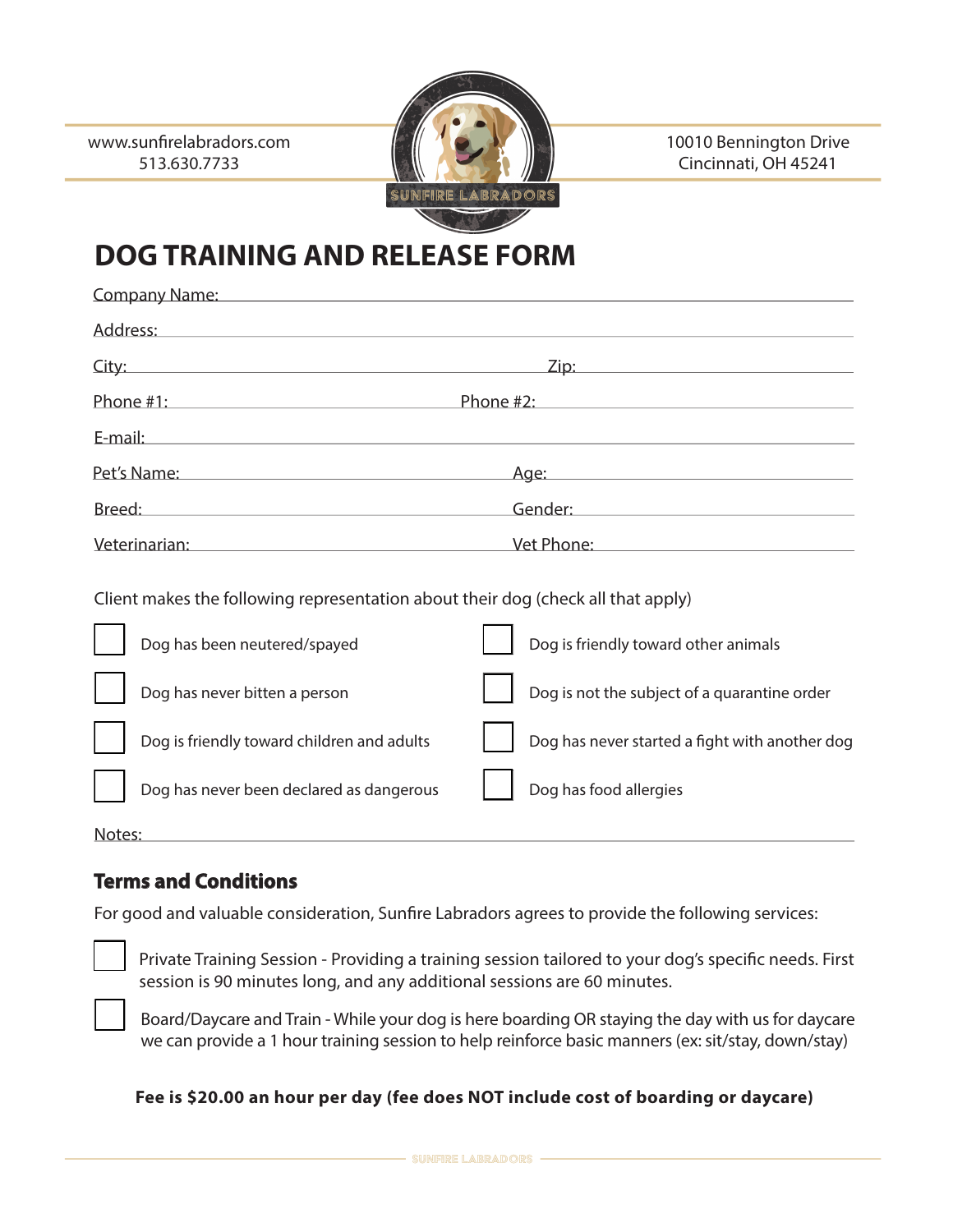www.sunfirelabradors.com
513.630.7733

10010 Bennington Drive
Cincinnati, OH 45241

SUNFIRE LABRADORS

# DOG TRAINING AND RELEASE FORM

Company Name: \_\_\_\_\_\_\_\_\_\_\_\_\_\_\_\_\_\_\_\_\_\_\_\_\_\_\_\_\_\_\_\_\_\_\_\_\_\_\_\_

Address: \_\_\_\_\_\_\_\_\_\_\_\_\_\_\_\_\_\_\_\_\_\_\_\_\_\_\_\_\_\_\_\_\_\_\_\_\_\_\_\_

City: \_\_\_\_\_\_\_\_\_\_\_\_\_\_\_\_\_\_\_\_ Zip: \_\_\_\_\_\_\_\_\_\_\_\_\_\_\_\_\_\_\_\_

Phone #1: \_\_\_\_\_\_\_\_\_\_\_\_\_\_\_\_\_\_\_\_ Phone #2: \_\_\_\_\_\_\_\_\_\_\_\_\_\_\_\_\_\_\_\_

E-mail: \_\_\_\_\_\_\_\_\_\_\_\_\_\_\_\_\_\_\_\_\_\_\_\_\_\_\_\_\_\_\_\_\_\_\_\_\_\_\_\_

Pet's Name: \_\_\_\_\_\_\_\_\_\_\_\_\_\_\_\_\_\_\_\_ Age: \_\_\_\_\_\_\_\_\_\_\_\_\_\_\_\_\_\_\_\_

Breed: \_\_\_\_\_\_\_\_\_\_\_\_\_\_\_\_\_\_\_\_ Gender: \_\_\_\_\_\_\_\_\_\_\_\_\_\_\_\_\_\_\_\_

Veterinarian: \_\_\_\_\_\_\_\_\_\_\_\_\_\_\_\_\_\_\_\_ Vet Phone: \_\_\_\_\_\_\_\_\_\_\_\_\_\_\_\_\_\_\_\_

Client makes the following representation about their dog (check all that apply)

- ☐ Dog has been neutered/spayed
- ☐ Dog has never bitten a person
- ☐ Dog is friendly toward children and adults
- ☐ Dog has never been declared as dangerous
- ☐ Dog is friendly toward other animals
- ☐ Dog is not the subject of a quarantine order
- ☐ Dog has never started a fight with another dog
- ☐ Dog has food allergies

Notes: \_\_\_\_\_\_\_\_\_\_\_\_\_\_\_\_\_\_\_\_\_\_\_\_\_\_\_\_\_\_\_\_\_\_\_\_\_\_\_\_

## Terms and Conditions

For good and valuable consideration, Sunfire Labradors agrees to provide the following services:

- ☐ Private Training Session - Providing a training session tailored to your dog's specific needs. First session is 90 minutes long, and any additional sessions are 60 minutes.
- ☐ Board/Daycare and Train - While your dog is here boarding OR staying the day with us for daycare we can provide a 1 hour training session to help reinforce basic manners (ex: sit/stay, down/stay)

**Fee is $20.00 an hour per day (fee does NOT include cost of boarding or daycare)**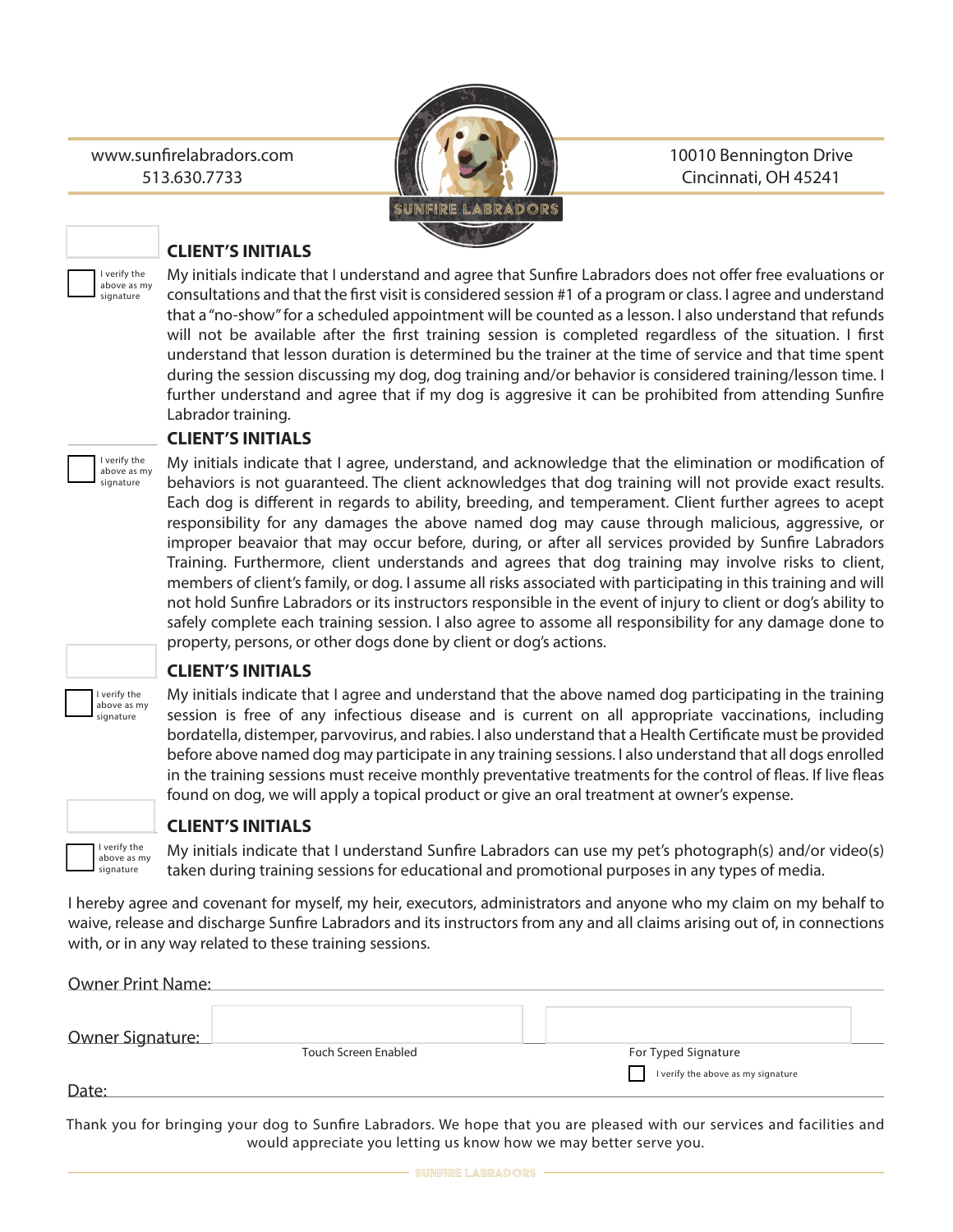www.sunfirelabradors.com
513.630.7733

10010 Bennington Drive
Cincinnati, OH 45241

SUNFIRE LABRADORS

☐ I verify the above as my signature

### CLIENT'S INITIALS

My initials indicate that I understand and agree that Sunfire Labradors does not offer free evaluations or consultations and that the first visit is considered session #1 of a program or class. I agree and understand that a "no-show" for a scheduled appointment will be counted as a lesson. I also understand that refunds will not be available after the first training session is completed regardless of the situation. I first understand that lesson duration is determined bu the trainer at the time of service and that time spent during the session discussing my dog, dog training and/or behavior is considered training/lesson time. I further understand and agree that if my dog is aggresive it can be prohibited from attending Sunfire Labrador training.

☐ I verify the above as my signature

### CLIENT'S INITIALS

My initials indicate that I agree, understand, and acknowledge that the elimination or modification of behaviors is not guaranteed. The client acknowledges that dog training will not provide exact results. Each dog is different in regards to ability, breeding, and temperament. Client further agrees to acept responsibility for any damages the above named dog may cause through malicious, aggressive, or improper beavaior that may occur before, during, or after all services provided by Sunfire Labradors Training. Furthermore, client understands and agrees that dog training may involve risks to client, members of client's family, or dog. I assume all risks associated with participating in this training and will not hold Sunfire Labradors or its instructors responsible in the event of injury to client or dog's ability to safely complete each training session. I also agree to assome all responsibility for any damage done to property, persons, or other dogs done by client or dog's actions.

☐ I verify the above as my signature

### CLIENT'S INITIALS

My initials indicate that I agree and understand that the above named dog participating in the training session is free of any infectious disease and is current on all appropriate vaccinations, including bordatella, distemper, parvovirus, and rabies. I also understand that a Health Certificate must be provided before above named dog may participate in any training sessions. I also understand that all dogs enrolled in the training sessions must receive monthly preventative treatments for the control of fleas. If live fleas found on dog, we will apply a topical product or give an oral treatment at owner's expense.

☐ I verify the above as my signature

### CLIENT'S INITIALS

My initials indicate that I understand Sunfire Labradors can use my pet's photograph(s) and/or video(s) taken during training sessions for educational and promotional purposes in any types of media.

I hereby agree and covenant for myself, my heir, executors, administrators and anyone who my claim on my behalf to waive, release and discharge Sunfire Labradors and its instructors from any and all claims arising out of, in connections with, or in any way related to these training sessions.

Owner Print Name: ______________________

Owner Signature: ______________________

Touch Screen Enabled

For Typed Signature

☐ I verify the above as my signature

Date: ______________________

Thank you for bringing your dog to Sunfire Labradors. We hope that you are pleased with our services and facilities and would appreciate you letting us know how we may better serve you.

SUNFIRE LABRADORS